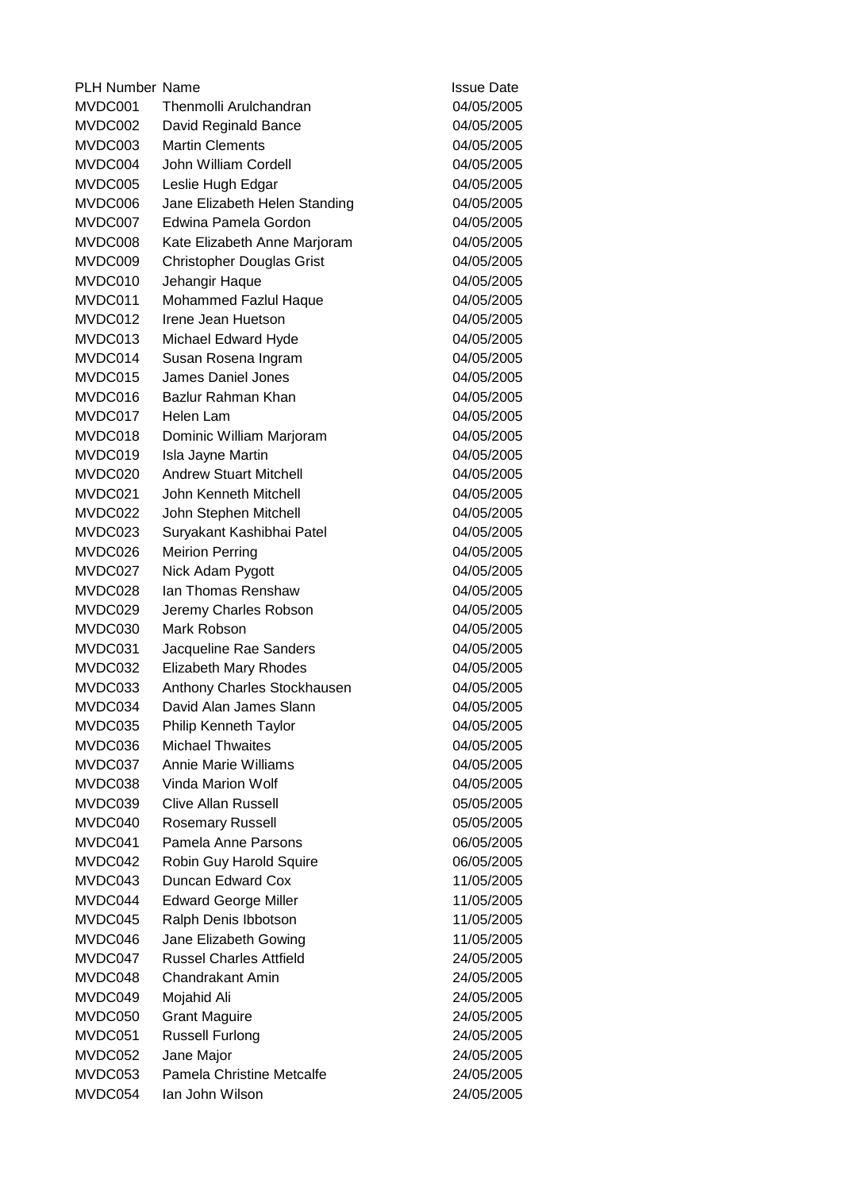| PLH Number | Name | Issue Date |
|---|---|---|
| MVDC001 | Thenmolli Arulchandran | 04/05/2005 |
| MVDC002 | David Reginald Bance | 04/05/2005 |
| MVDC003 | Martin Clements | 04/05/2005 |
| MVDC004 | John William Cordell | 04/05/2005 |
| MVDC005 | Leslie Hugh Edgar | 04/05/2005 |
| MVDC006 | Jane Elizabeth Helen Standing | 04/05/2005 |
| MVDC007 | Edwina Pamela Gordon | 04/05/2005 |
| MVDC008 | Kate Elizabeth Anne Marjoram | 04/05/2005 |
| MVDC009 | Christopher Douglas Grist | 04/05/2005 |
| MVDC010 | Jehangir Haque | 04/05/2005 |
| MVDC011 | Mohammed Fazlul Haque | 04/05/2005 |
| MVDC012 | Irene Jean Huetson | 04/05/2005 |
| MVDC013 | Michael Edward Hyde | 04/05/2005 |
| MVDC014 | Susan Rosena Ingram | 04/05/2005 |
| MVDC015 | James Daniel Jones | 04/05/2005 |
| MVDC016 | Bazlur Rahman Khan | 04/05/2005 |
| MVDC017 | Helen Lam | 04/05/2005 |
| MVDC018 | Dominic William Marjoram | 04/05/2005 |
| MVDC019 | Isla Jayne Martin | 04/05/2005 |
| MVDC020 | Andrew Stuart Mitchell | 04/05/2005 |
| MVDC021 | John Kenneth Mitchell | 04/05/2005 |
| MVDC022 | John Stephen Mitchell | 04/05/2005 |
| MVDC023 | Suryakant Kashibhai Patel | 04/05/2005 |
| MVDC026 | Meirion Perring | 04/05/2005 |
| MVDC027 | Nick Adam Pygott | 04/05/2005 |
| MVDC028 | Ian Thomas Renshaw | 04/05/2005 |
| MVDC029 | Jeremy Charles Robson | 04/05/2005 |
| MVDC030 | Mark Robson | 04/05/2005 |
| MVDC031 | Jacqueline Rae Sanders | 04/05/2005 |
| MVDC032 | Elizabeth Mary Rhodes | 04/05/2005 |
| MVDC033 | Anthony Charles Stockhausen | 04/05/2005 |
| MVDC034 | David Alan James Slann | 04/05/2005 |
| MVDC035 | Philip Kenneth Taylor | 04/05/2005 |
| MVDC036 | Michael Thwaites | 04/05/2005 |
| MVDC037 | Annie Marie Williams | 04/05/2005 |
| MVDC038 | Vinda Marion Wolf | 04/05/2005 |
| MVDC039 | Clive Allan Russell | 05/05/2005 |
| MVDC040 | Rosemary Russell | 05/05/2005 |
| MVDC041 | Pamela Anne Parsons | 06/05/2005 |
| MVDC042 | Robin Guy Harold Squire | 06/05/2005 |
| MVDC043 | Duncan Edward Cox | 11/05/2005 |
| MVDC044 | Edward George Miller | 11/05/2005 |
| MVDC045 | Ralph Denis Ibbotson | 11/05/2005 |
| MVDC046 | Jane Elizabeth Gowing | 11/05/2005 |
| MVDC047 | Russel Charles Attfield | 24/05/2005 |
| MVDC048 | Chandrakant Amin | 24/05/2005 |
| MVDC049 | Mojahid Ali | 24/05/2005 |
| MVDC050 | Grant Maguire | 24/05/2005 |
| MVDC051 | Russell Furlong | 24/05/2005 |
| MVDC052 | Jane Major | 24/05/2005 |
| MVDC053 | Pamela Christine Metcalfe | 24/05/2005 |
| MVDC054 | Ian John Wilson | 24/05/2005 |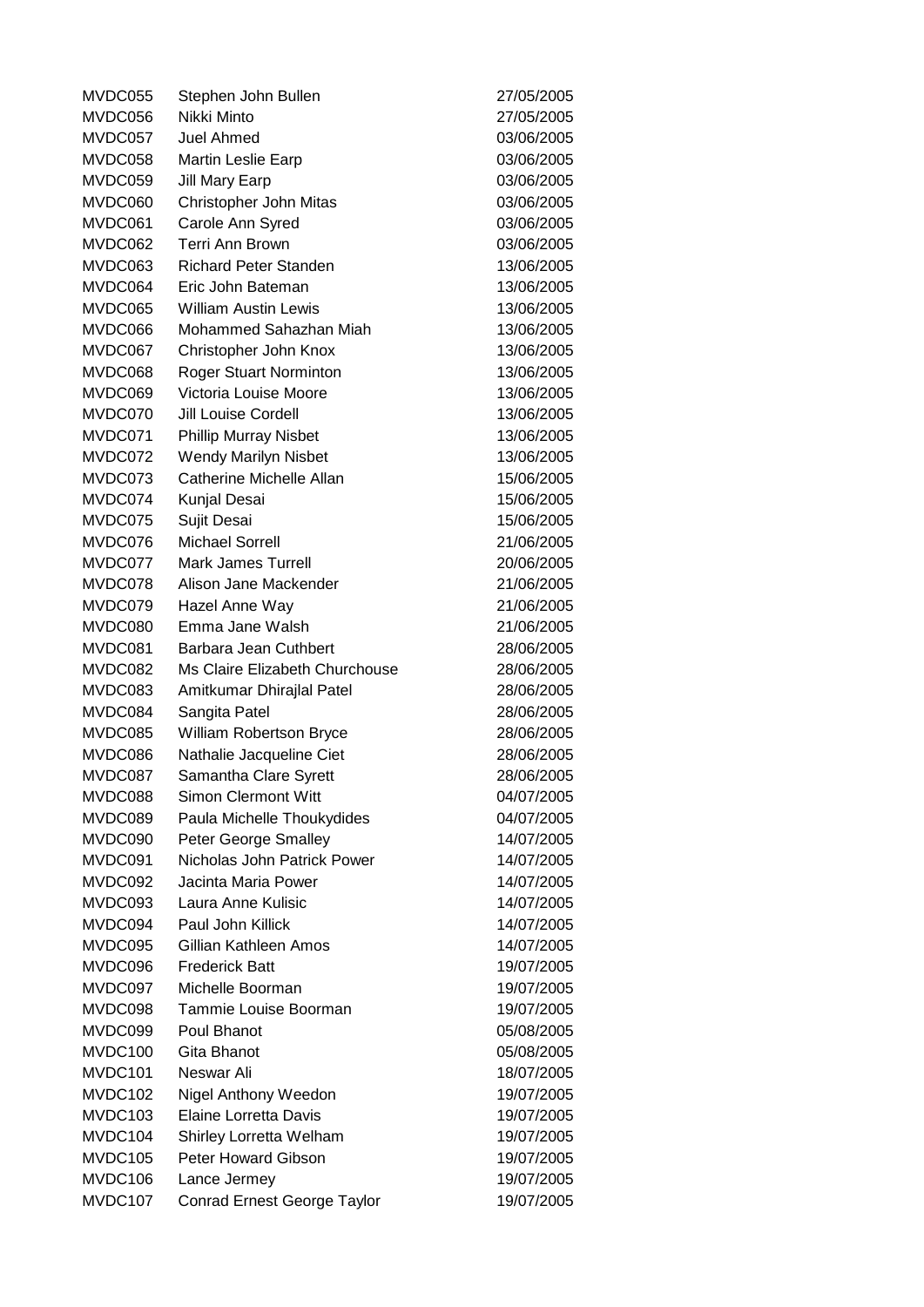| | | |
|---|---|---|
| MVDC055 | Stephen John Bullen | 27/05/2005 |
| MVDC056 | Nikki Minto | 27/05/2005 |
| MVDC057 | Juel Ahmed | 03/06/2005 |
| MVDC058 | Martin Leslie Earp | 03/06/2005 |
| MVDC059 | Jill Mary Earp | 03/06/2005 |
| MVDC060 | Christopher John Mitas | 03/06/2005 |
| MVDC061 | Carole Ann Syred | 03/06/2005 |
| MVDC062 | Terri Ann Brown | 03/06/2005 |
| MVDC063 | Richard Peter Standen | 13/06/2005 |
| MVDC064 | Eric John Bateman | 13/06/2005 |
| MVDC065 | William Austin Lewis | 13/06/2005 |
| MVDC066 | Mohammed Sahazhan Miah | 13/06/2005 |
| MVDC067 | Christopher John Knox | 13/06/2005 |
| MVDC068 | Roger Stuart Norminton | 13/06/2005 |
| MVDC069 | Victoria Louise Moore | 13/06/2005 |
| MVDC070 | Jill Louise Cordell | 13/06/2005 |
| MVDC071 | Phillip Murray Nisbet | 13/06/2005 |
| MVDC072 | Wendy Marilyn Nisbet | 13/06/2005 |
| MVDC073 | Catherine Michelle Allan | 15/06/2005 |
| MVDC074 | Kunjal Desai | 15/06/2005 |
| MVDC075 | Sujit Desai | 15/06/2005 |
| MVDC076 | Michael Sorrell | 21/06/2005 |
| MVDC077 | Mark James Turrell | 20/06/2005 |
| MVDC078 | Alison Jane Mackender | 21/06/2005 |
| MVDC079 | Hazel Anne Way | 21/06/2005 |
| MVDC080 | Emma Jane Walsh | 21/06/2005 |
| MVDC081 | Barbara Jean Cuthbert | 28/06/2005 |
| MVDC082 | Ms Claire Elizabeth Churchouse | 28/06/2005 |
| MVDC083 | Amitkumar Dhirajlal Patel | 28/06/2005 |
| MVDC084 | Sangita Patel | 28/06/2005 |
| MVDC085 | William Robertson Bryce | 28/06/2005 |
| MVDC086 | Nathalie Jacqueline Ciet | 28/06/2005 |
| MVDC087 | Samantha Clare Syrett | 28/06/2005 |
| MVDC088 | Simon Clermont Witt | 04/07/2005 |
| MVDC089 | Paula Michelle Thoukydides | 04/07/2005 |
| MVDC090 | Peter George Smalley | 14/07/2005 |
| MVDC091 | Nicholas John Patrick Power | 14/07/2005 |
| MVDC092 | Jacinta Maria Power | 14/07/2005 |
| MVDC093 | Laura Anne Kulisic | 14/07/2005 |
| MVDC094 | Paul John Killick | 14/07/2005 |
| MVDC095 | Gillian Kathleen Amos | 14/07/2005 |
| MVDC096 | Frederick Batt | 19/07/2005 |
| MVDC097 | Michelle Boorman | 19/07/2005 |
| MVDC098 | Tammie Louise Boorman | 19/07/2005 |
| MVDC099 | Poul Bhanot | 05/08/2005 |
| MVDC100 | Gita Bhanot | 05/08/2005 |
| MVDC101 | Neswar Ali | 18/07/2005 |
| MVDC102 | Nigel Anthony Weedon | 19/07/2005 |
| MVDC103 | Elaine Lorretta Davis | 19/07/2005 |
| MVDC104 | Shirley Lorretta Welham | 19/07/2005 |
| MVDC105 | Peter Howard Gibson | 19/07/2005 |
| MVDC106 | Lance Jermey | 19/07/2005 |
| MVDC107 | Conrad Ernest George Taylor | 19/07/2005 |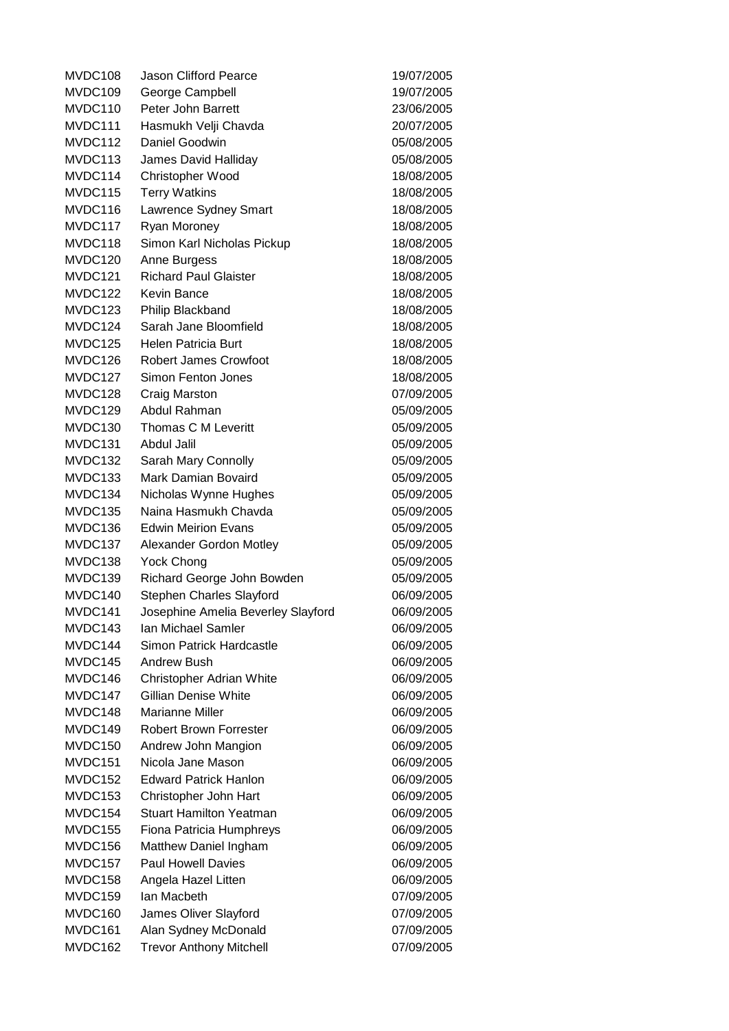| | | |
|---|---|---|
| MVDC108 | Jason Clifford Pearce | 19/07/2005 |
| MVDC109 | George Campbell | 19/07/2005 |
| MVDC110 | Peter John Barrett | 23/06/2005 |
| MVDC111 | Hasmukh Velji Chavda | 20/07/2005 |
| MVDC112 | Daniel Goodwin | 05/08/2005 |
| MVDC113 | James David Halliday | 05/08/2005 |
| MVDC114 | Christopher Wood | 18/08/2005 |
| MVDC115 | Terry Watkins | 18/08/2005 |
| MVDC116 | Lawrence Sydney Smart | 18/08/2005 |
| MVDC117 | Ryan Moroney | 18/08/2005 |
| MVDC118 | Simon Karl Nicholas Pickup | 18/08/2005 |
| MVDC120 | Anne Burgess | 18/08/2005 |
| MVDC121 | Richard Paul Glaister | 18/08/2005 |
| MVDC122 | Kevin Bance | 18/08/2005 |
| MVDC123 | Philip Blackband | 18/08/2005 |
| MVDC124 | Sarah Jane Bloomfield | 18/08/2005 |
| MVDC125 | Helen Patricia Burt | 18/08/2005 |
| MVDC126 | Robert James Crowfoot | 18/08/2005 |
| MVDC127 | Simon Fenton Jones | 18/08/2005 |
| MVDC128 | Craig Marston | 07/09/2005 |
| MVDC129 | Abdul Rahman | 05/09/2005 |
| MVDC130 | Thomas C M Leveritt | 05/09/2005 |
| MVDC131 | Abdul Jalil | 05/09/2005 |
| MVDC132 | Sarah Mary Connolly | 05/09/2005 |
| MVDC133 | Mark Damian Bovaird | 05/09/2005 |
| MVDC134 | Nicholas Wynne Hughes | 05/09/2005 |
| MVDC135 | Naina Hasmukh Chavda | 05/09/2005 |
| MVDC136 | Edwin Meirion Evans | 05/09/2005 |
| MVDC137 | Alexander Gordon Motley | 05/09/2005 |
| MVDC138 | Yock Chong | 05/09/2005 |
| MVDC139 | Richard George John Bowden | 05/09/2005 |
| MVDC140 | Stephen Charles Slayford | 06/09/2005 |
| MVDC141 | Josephine Amelia Beverley Slayford | 06/09/2005 |
| MVDC143 | Ian Michael Samler | 06/09/2005 |
| MVDC144 | Simon Patrick Hardcastle | 06/09/2005 |
| MVDC145 | Andrew Bush | 06/09/2005 |
| MVDC146 | Christopher Adrian White | 06/09/2005 |
| MVDC147 | Gillian Denise White | 06/09/2005 |
| MVDC148 | Marianne Miller | 06/09/2005 |
| MVDC149 | Robert Brown Forrester | 06/09/2005 |
| MVDC150 | Andrew John Mangion | 06/09/2005 |
| MVDC151 | Nicola Jane Mason | 06/09/2005 |
| MVDC152 | Edward Patrick Hanlon | 06/09/2005 |
| MVDC153 | Christopher John Hart | 06/09/2005 |
| MVDC154 | Stuart Hamilton Yeatman | 06/09/2005 |
| MVDC155 | Fiona Patricia Humphreys | 06/09/2005 |
| MVDC156 | Matthew Daniel Ingham | 06/09/2005 |
| MVDC157 | Paul Howell Davies | 06/09/2005 |
| MVDC158 | Angela Hazel Litten | 06/09/2005 |
| MVDC159 | Ian Macbeth | 07/09/2005 |
| MVDC160 | James Oliver Slayford | 07/09/2005 |
| MVDC161 | Alan Sydney McDonald | 07/09/2005 |
| MVDC162 | Trevor Anthony Mitchell | 07/09/2005 |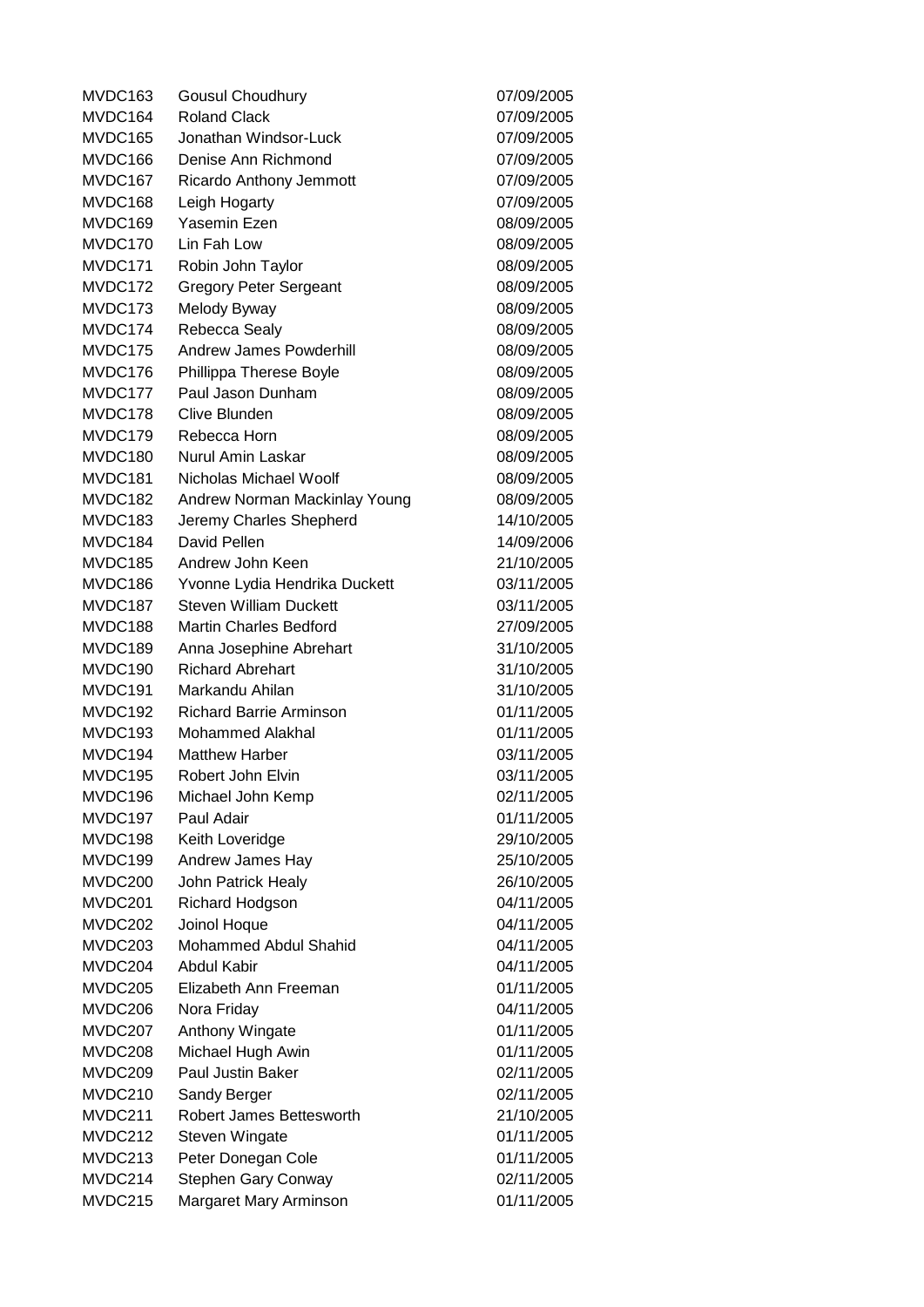| | | |
|---|---|---|
| MVDC163 | Gousul Choudhury | 07/09/2005 |
| MVDC164 | Roland Clack | 07/09/2005 |
| MVDC165 | Jonathan Windsor-Luck | 07/09/2005 |
| MVDC166 | Denise Ann Richmond | 07/09/2005 |
| MVDC167 | Ricardo Anthony Jemmott | 07/09/2005 |
| MVDC168 | Leigh Hogarty | 07/09/2005 |
| MVDC169 | Yasemin Ezen | 08/09/2005 |
| MVDC170 | Lin Fah Low | 08/09/2005 |
| MVDC171 | Robin John Taylor | 08/09/2005 |
| MVDC172 | Gregory Peter Sergeant | 08/09/2005 |
| MVDC173 | Melody Byway | 08/09/2005 |
| MVDC174 | Rebecca Sealy | 08/09/2005 |
| MVDC175 | Andrew James Powderhill | 08/09/2005 |
| MVDC176 | Phillippa Therese Boyle | 08/09/2005 |
| MVDC177 | Paul Jason Dunham | 08/09/2005 |
| MVDC178 | Clive Blunden | 08/09/2005 |
| MVDC179 | Rebecca Horn | 08/09/2005 |
| MVDC180 | Nurul Amin Laskar | 08/09/2005 |
| MVDC181 | Nicholas Michael Woolf | 08/09/2005 |
| MVDC182 | Andrew Norman Mackinlay Young | 08/09/2005 |
| MVDC183 | Jeremy Charles Shepherd | 14/10/2005 |
| MVDC184 | David Pellen | 14/09/2006 |
| MVDC185 | Andrew John Keen | 21/10/2005 |
| MVDC186 | Yvonne Lydia Hendrika Duckett | 03/11/2005 |
| MVDC187 | Steven William Duckett | 03/11/2005 |
| MVDC188 | Martin Charles Bedford | 27/09/2005 |
| MVDC189 | Anna Josephine Abrehart | 31/10/2005 |
| MVDC190 | Richard Abrehart | 31/10/2005 |
| MVDC191 | Markandu Ahilan | 31/10/2005 |
| MVDC192 | Richard Barrie Arminson | 01/11/2005 |
| MVDC193 | Mohammed Alakhal | 01/11/2005 |
| MVDC194 | Matthew Harber | 03/11/2005 |
| MVDC195 | Robert John Elvin | 03/11/2005 |
| MVDC196 | Michael John Kemp | 02/11/2005 |
| MVDC197 | Paul Adair | 01/11/2005 |
| MVDC198 | Keith Loveridge | 29/10/2005 |
| MVDC199 | Andrew James Hay | 25/10/2005 |
| MVDC200 | John Patrick Healy | 26/10/2005 |
| MVDC201 | Richard Hodgson | 04/11/2005 |
| MVDC202 | Joinol Hoque | 04/11/2005 |
| MVDC203 | Mohammed Abdul Shahid | 04/11/2005 |
| MVDC204 | Abdul Kabir | 04/11/2005 |
| MVDC205 | Elizabeth Ann Freeman | 01/11/2005 |
| MVDC206 | Nora Friday | 04/11/2005 |
| MVDC207 | Anthony Wingate | 01/11/2005 |
| MVDC208 | Michael Hugh Awin | 01/11/2005 |
| MVDC209 | Paul Justin Baker | 02/11/2005 |
| MVDC210 | Sandy Berger | 02/11/2005 |
| MVDC211 | Robert James Bettesworth | 21/10/2005 |
| MVDC212 | Steven Wingate | 01/11/2005 |
| MVDC213 | Peter Donegan Cole | 01/11/2005 |
| MVDC214 | Stephen Gary Conway | 02/11/2005 |
| MVDC215 | Margaret Mary Arminson | 01/11/2005 |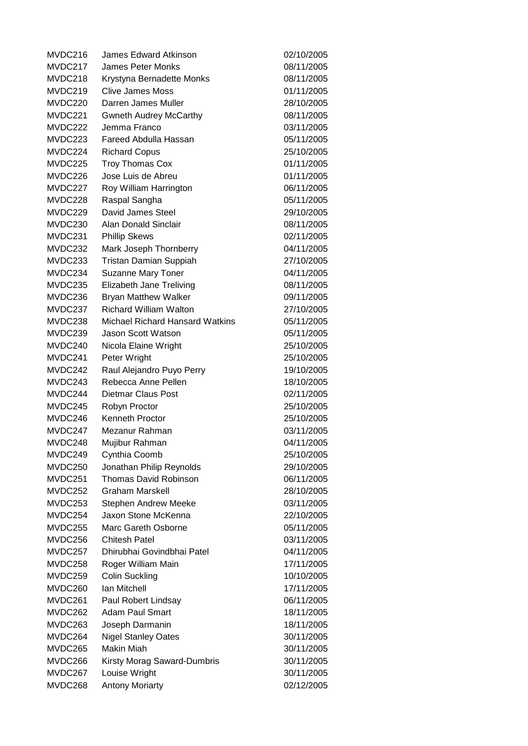| | | |
|---|---|---|
| MVDC216 | James Edward Atkinson | 02/10/2005 |
| MVDC217 | James Peter Monks | 08/11/2005 |
| MVDC218 | Krystyna Bernadette Monks | 08/11/2005 |
| MVDC219 | Clive James Moss | 01/11/2005 |
| MVDC220 | Darren James Muller | 28/10/2005 |
| MVDC221 | Gwneth Audrey McCarthy | 08/11/2005 |
| MVDC222 | Jemma Franco | 03/11/2005 |
| MVDC223 | Fareed Abdulla Hassan | 05/11/2005 |
| MVDC224 | Richard Copus | 25/10/2005 |
| MVDC225 | Troy Thomas Cox | 01/11/2005 |
| MVDC226 | Jose Luis de Abreu | 01/11/2005 |
| MVDC227 | Roy William Harrington | 06/11/2005 |
| MVDC228 | Raspal Sangha | 05/11/2005 |
| MVDC229 | David James Steel | 29/10/2005 |
| MVDC230 | Alan Donald Sinclair | 08/11/2005 |
| MVDC231 | Phillip Skews | 02/11/2005 |
| MVDC232 | Mark Joseph Thornberry | 04/11/2005 |
| MVDC233 | Tristan Damian Suppiah | 27/10/2005 |
| MVDC234 | Suzanne Mary Toner | 04/11/2005 |
| MVDC235 | Elizabeth Jane Treliving | 08/11/2005 |
| MVDC236 | Bryan Matthew Walker | 09/11/2005 |
| MVDC237 | Richard William Walton | 27/10/2005 |
| MVDC238 | Michael Richard Hansard Watkins | 05/11/2005 |
| MVDC239 | Jason Scott Watson | 05/11/2005 |
| MVDC240 | Nicola Elaine Wright | 25/10/2005 |
| MVDC241 | Peter Wright | 25/10/2005 |
| MVDC242 | Raul Alejandro Puyo Perry | 19/10/2005 |
| MVDC243 | Rebecca Anne Pellen | 18/10/2005 |
| MVDC244 | Dietmar Claus Post | 02/11/2005 |
| MVDC245 | Robyn Proctor | 25/10/2005 |
| MVDC246 | Kenneth Proctor | 25/10/2005 |
| MVDC247 | Mezanur Rahman | 03/11/2005 |
| MVDC248 | Mujibur Rahman | 04/11/2005 |
| MVDC249 | Cynthia Coomb | 25/10/2005 |
| MVDC250 | Jonathan Philip Reynolds | 29/10/2005 |
| MVDC251 | Thomas David Robinson | 06/11/2005 |
| MVDC252 | Graham Marskell | 28/10/2005 |
| MVDC253 | Stephen Andrew Meeke | 03/11/2005 |
| MVDC254 | Jaxon Stone McKenna | 22/10/2005 |
| MVDC255 | Marc Gareth Osborne | 05/11/2005 |
| MVDC256 | Chitesh Patel | 03/11/2005 |
| MVDC257 | Dhirubhai Govindbhai Patel | 04/11/2005 |
| MVDC258 | Roger William Main | 17/11/2005 |
| MVDC259 | Colin Suckling | 10/10/2005 |
| MVDC260 | Ian Mitchell | 17/11/2005 |
| MVDC261 | Paul Robert Lindsay | 06/11/2005 |
| MVDC262 | Adam Paul Smart | 18/11/2005 |
| MVDC263 | Joseph Darmanin | 18/11/2005 |
| MVDC264 | Nigel Stanley Oates | 30/11/2005 |
| MVDC265 | Makin Miah | 30/11/2005 |
| MVDC266 | Kirsty Morag Saward-Dumbris | 30/11/2005 |
| MVDC267 | Louise Wright | 30/11/2005 |
| MVDC268 | Antony Moriarty | 02/12/2005 |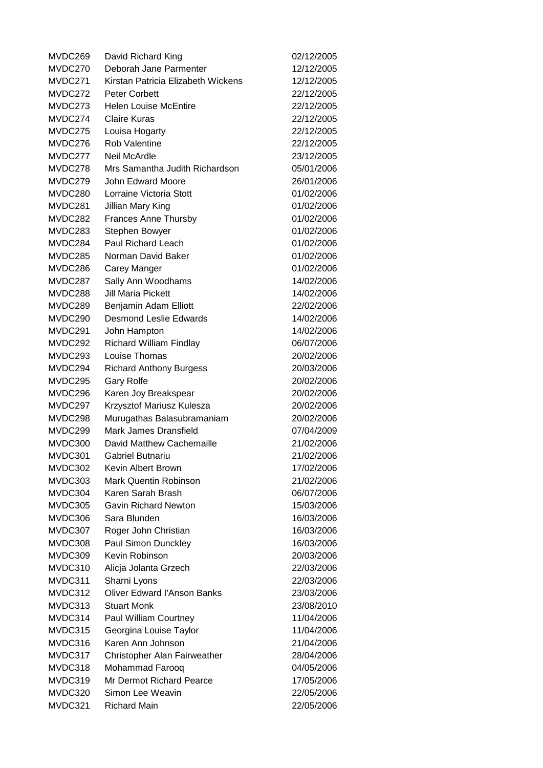| | | |
|---|---|---|
| MVDC269 | David Richard King | 02/12/2005 |
| MVDC270 | Deborah Jane Parmenter | 12/12/2005 |
| MVDC271 | Kirstan Patricia Elizabeth Wickens | 12/12/2005 |
| MVDC272 | Peter Corbett | 22/12/2005 |
| MVDC273 | Helen Louise McEntire | 22/12/2005 |
| MVDC274 | Claire Kuras | 22/12/2005 |
| MVDC275 | Louisa Hogarty | 22/12/2005 |
| MVDC276 | Rob Valentine | 22/12/2005 |
| MVDC277 | Neil McArdle | 23/12/2005 |
| MVDC278 | Mrs Samantha Judith Richardson | 05/01/2006 |
| MVDC279 | John Edward Moore | 26/01/2006 |
| MVDC280 | Lorraine Victoria Stott | 01/02/2006 |
| MVDC281 | Jillian Mary King | 01/02/2006 |
| MVDC282 | Frances Anne Thursby | 01/02/2006 |
| MVDC283 | Stephen Bowyer | 01/02/2006 |
| MVDC284 | Paul Richard Leach | 01/02/2006 |
| MVDC285 | Norman David Baker | 01/02/2006 |
| MVDC286 | Carey Manger | 01/02/2006 |
| MVDC287 | Sally Ann Woodhams | 14/02/2006 |
| MVDC288 | Jill Maria Pickett | 14/02/2006 |
| MVDC289 | Benjamin Adam Elliott | 22/02/2006 |
| MVDC290 | Desmond Leslie Edwards | 14/02/2006 |
| MVDC291 | John Hampton | 14/02/2006 |
| MVDC292 | Richard William Findlay | 06/07/2006 |
| MVDC293 | Louise Thomas | 20/02/2006 |
| MVDC294 | Richard Anthony Burgess | 20/03/2006 |
| MVDC295 | Gary Rolfe | 20/02/2006 |
| MVDC296 | Karen Joy Breakspear | 20/02/2006 |
| MVDC297 | Krzysztof Mariusz Kulesza | 20/02/2006 |
| MVDC298 | Murugathas Balasubramaniam | 20/02/2006 |
| MVDC299 | Mark James Dransfield | 07/04/2009 |
| MVDC300 | David Matthew Cachemaille | 21/02/2006 |
| MVDC301 | Gabriel Butnariu | 21/02/2006 |
| MVDC302 | Kevin Albert Brown | 17/02/2006 |
| MVDC303 | Mark Quentin Robinson | 21/02/2006 |
| MVDC304 | Karen Sarah Brash | 06/07/2006 |
| MVDC305 | Gavin Richard Newton | 15/03/2006 |
| MVDC306 | Sara Blunden | 16/03/2006 |
| MVDC307 | Roger John Christian | 16/03/2006 |
| MVDC308 | Paul Simon Dunckley | 16/03/2006 |
| MVDC309 | Kevin Robinson | 20/03/2006 |
| MVDC310 | Alicja Jolanta Grzech | 22/03/2006 |
| MVDC311 | Sharni Lyons | 22/03/2006 |
| MVDC312 | Oliver Edward I'Anson Banks | 23/03/2006 |
| MVDC313 | Stuart Monk | 23/08/2010 |
| MVDC314 | Paul William Courtney | 11/04/2006 |
| MVDC315 | Georgina Louise Taylor | 11/04/2006 |
| MVDC316 | Karen Ann Johnson | 21/04/2006 |
| MVDC317 | Christopher Alan Fairweather | 28/04/2006 |
| MVDC318 | Mohammad Farooq | 04/05/2006 |
| MVDC319 | Mr Dermot Richard Pearce | 17/05/2006 |
| MVDC320 | Simon Lee Weavin | 22/05/2006 |
| MVDC321 | Richard Main | 22/05/2006 |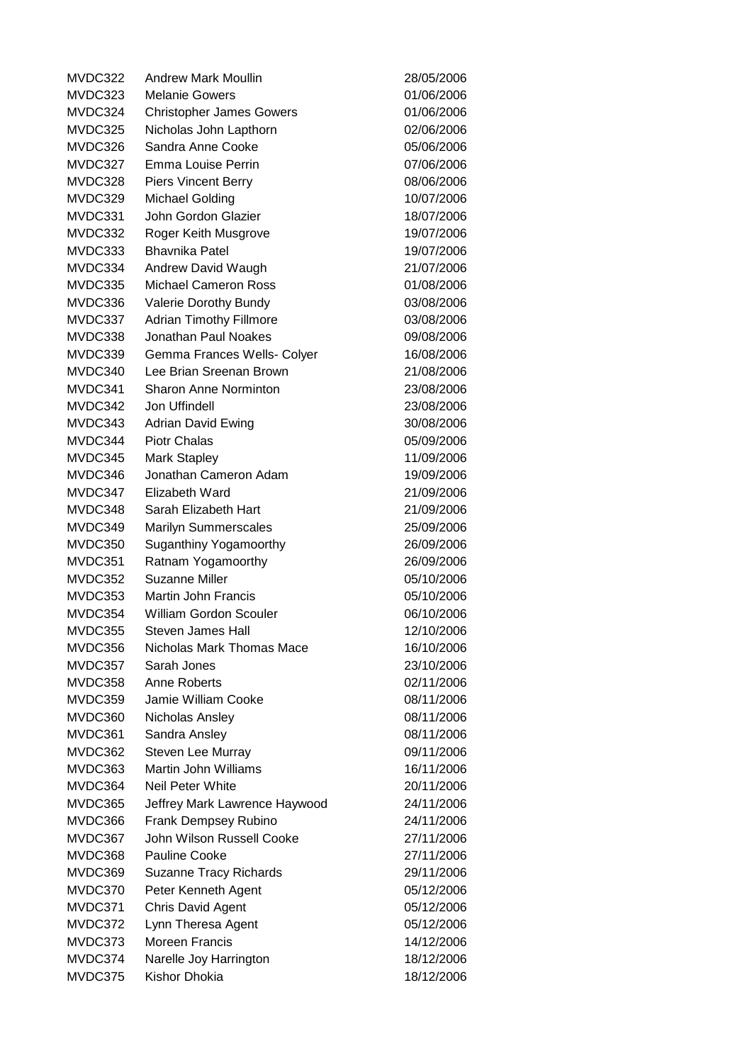| | | |
|---|---|---|
| MVDC322 | Andrew Mark Moullin | 28/05/2006 |
| MVDC323 | Melanie Gowers | 01/06/2006 |
| MVDC324 | Christopher James Gowers | 01/06/2006 |
| MVDC325 | Nicholas John Lapthorn | 02/06/2006 |
| MVDC326 | Sandra Anne Cooke | 05/06/2006 |
| MVDC327 | Emma Louise Perrin | 07/06/2006 |
| MVDC328 | Piers Vincent Berry | 08/06/2006 |
| MVDC329 | Michael Golding | 10/07/2006 |
| MVDC331 | John Gordon Glazier | 18/07/2006 |
| MVDC332 | Roger Keith Musgrove | 19/07/2006 |
| MVDC333 | Bhavnika Patel | 19/07/2006 |
| MVDC334 | Andrew David Waugh | 21/07/2006 |
| MVDC335 | Michael Cameron Ross | 01/08/2006 |
| MVDC336 | Valerie Dorothy Bundy | 03/08/2006 |
| MVDC337 | Adrian Timothy Fillmore | 03/08/2006 |
| MVDC338 | Jonathan Paul Noakes | 09/08/2006 |
| MVDC339 | Gemma Frances Wells- Colyer | 16/08/2006 |
| MVDC340 | Lee Brian Sreenan Brown | 21/08/2006 |
| MVDC341 | Sharon Anne Norminton | 23/08/2006 |
| MVDC342 | Jon Uffindell | 23/08/2006 |
| MVDC343 | Adrian David Ewing | 30/08/2006 |
| MVDC344 | Piotr Chalas | 05/09/2006 |
| MVDC345 | Mark Stapley | 11/09/2006 |
| MVDC346 | Jonathan Cameron Adam | 19/09/2006 |
| MVDC347 | Elizabeth Ward | 21/09/2006 |
| MVDC348 | Sarah Elizabeth Hart | 21/09/2006 |
| MVDC349 | Marilyn Summerscales | 25/09/2006 |
| MVDC350 | Suganthiny Yogamoorthy | 26/09/2006 |
| MVDC351 | Ratnam Yogamoorthy | 26/09/2006 |
| MVDC352 | Suzanne Miller | 05/10/2006 |
| MVDC353 | Martin John Francis | 05/10/2006 |
| MVDC354 | William Gordon Scouler | 06/10/2006 |
| MVDC355 | Steven James Hall | 12/10/2006 |
| MVDC356 | Nicholas Mark Thomas Mace | 16/10/2006 |
| MVDC357 | Sarah Jones | 23/10/2006 |
| MVDC358 | Anne Roberts | 02/11/2006 |
| MVDC359 | Jamie William Cooke | 08/11/2006 |
| MVDC360 | Nicholas Ansley | 08/11/2006 |
| MVDC361 | Sandra Ansley | 08/11/2006 |
| MVDC362 | Steven Lee Murray | 09/11/2006 |
| MVDC363 | Martin John Williams | 16/11/2006 |
| MVDC364 | Neil Peter White | 20/11/2006 |
| MVDC365 | Jeffrey Mark Lawrence Haywood | 24/11/2006 |
| MVDC366 | Frank Dempsey Rubino | 24/11/2006 |
| MVDC367 | John Wilson Russell Cooke | 27/11/2006 |
| MVDC368 | Pauline Cooke | 27/11/2006 |
| MVDC369 | Suzanne Tracy Richards | 29/11/2006 |
| MVDC370 | Peter Kenneth Agent | 05/12/2006 |
| MVDC371 | Chris David Agent | 05/12/2006 |
| MVDC372 | Lynn Theresa Agent | 05/12/2006 |
| MVDC373 | Moreen Francis | 14/12/2006 |
| MVDC374 | Narelle Joy Harrington | 18/12/2006 |
| MVDC375 | Kishor Dhokia | 18/12/2006 |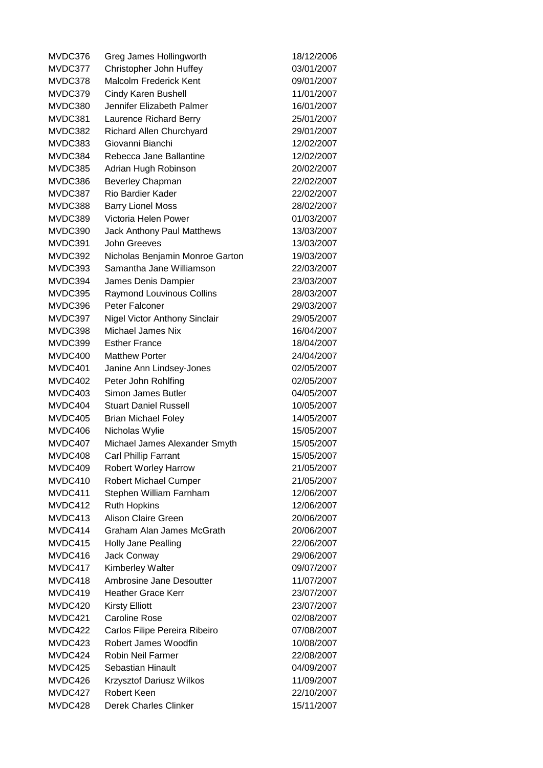| | | |
|---|---|---|
| MVDC376 | Greg James Hollingworth | 18/12/2006 |
| MVDC377 | Christopher John Huffey | 03/01/2007 |
| MVDC378 | Malcolm Frederick Kent | 09/01/2007 |
| MVDC379 | Cindy Karen Bushell | 11/01/2007 |
| MVDC380 | Jennifer Elizabeth Palmer | 16/01/2007 |
| MVDC381 | Laurence Richard Berry | 25/01/2007 |
| MVDC382 | Richard Allen Churchyard | 29/01/2007 |
| MVDC383 | Giovanni Bianchi | 12/02/2007 |
| MVDC384 | Rebecca Jane Ballantine | 12/02/2007 |
| MVDC385 | Adrian Hugh Robinson | 20/02/2007 |
| MVDC386 | Beverley Chapman | 22/02/2007 |
| MVDC387 | Rio Bardier Kader | 22/02/2007 |
| MVDC388 | Barry Lionel Moss | 28/02/2007 |
| MVDC389 | Victoria Helen Power | 01/03/2007 |
| MVDC390 | Jack Anthony Paul Matthews | 13/03/2007 |
| MVDC391 | John Greeves | 13/03/2007 |
| MVDC392 | Nicholas Benjamin Monroe Garton | 19/03/2007 |
| MVDC393 | Samantha Jane Williamson | 22/03/2007 |
| MVDC394 | James Denis Dampier | 23/03/2007 |
| MVDC395 | Raymond Louvinous Collins | 28/03/2007 |
| MVDC396 | Peter Falconer | 29/03/2007 |
| MVDC397 | Nigel Victor Anthony Sinclair | 29/05/2007 |
| MVDC398 | Michael James Nix | 16/04/2007 |
| MVDC399 | Esther France | 18/04/2007 |
| MVDC400 | Matthew Porter | 24/04/2007 |
| MVDC401 | Janine Ann Lindsey-Jones | 02/05/2007 |
| MVDC402 | Peter John Rohlfing | 02/05/2007 |
| MVDC403 | Simon James Butler | 04/05/2007 |
| MVDC404 | Stuart Daniel Russell | 10/05/2007 |
| MVDC405 | Brian Michael Foley | 14/05/2007 |
| MVDC406 | Nicholas Wylie | 15/05/2007 |
| MVDC407 | Michael James Alexander Smyth | 15/05/2007 |
| MVDC408 | Carl Phillip Farrant | 15/05/2007 |
| MVDC409 | Robert Worley Harrow | 21/05/2007 |
| MVDC410 | Robert Michael Cumper | 21/05/2007 |
| MVDC411 | Stephen William Farnham | 12/06/2007 |
| MVDC412 | Ruth Hopkins | 12/06/2007 |
| MVDC413 | Alison Claire Green | 20/06/2007 |
| MVDC414 | Graham Alan James McGrath | 20/06/2007 |
| MVDC415 | Holly Jane Pealling | 22/06/2007 |
| MVDC416 | Jack Conway | 29/06/2007 |
| MVDC417 | Kimberley Walter | 09/07/2007 |
| MVDC418 | Ambrosine Jane Desoutter | 11/07/2007 |
| MVDC419 | Heather Grace Kerr | 23/07/2007 |
| MVDC420 | Kirsty Elliott | 23/07/2007 |
| MVDC421 | Caroline Rose | 02/08/2007 |
| MVDC422 | Carlos Filipe Pereira Ribeiro | 07/08/2007 |
| MVDC423 | Robert James Woodfin | 10/08/2007 |
| MVDC424 | Robin Neil Farmer | 22/08/2007 |
| MVDC425 | Sebastian Hinault | 04/09/2007 |
| MVDC426 | Krzysztof Dariusz Wilkos | 11/09/2007 |
| MVDC427 | Robert Keen | 22/10/2007 |
| MVDC428 | Derek Charles Clinker | 15/11/2007 |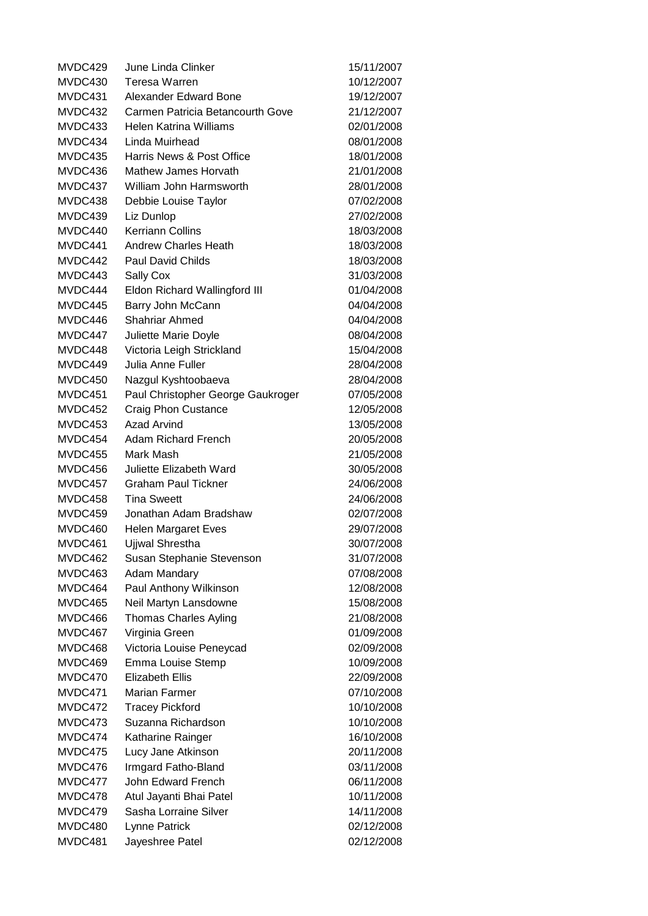| | | |
|---|---|---|
| MVDC429 | June Linda Clinker | 15/11/2007 |
| MVDC430 | Teresa Warren | 10/12/2007 |
| MVDC431 | Alexander Edward Bone | 19/12/2007 |
| MVDC432 | Carmen Patricia Betancourth Gove | 21/12/2007 |
| MVDC433 | Helen Katrina Williams | 02/01/2008 |
| MVDC434 | Linda Muirhead | 08/01/2008 |
| MVDC435 | Harris News & Post Office | 18/01/2008 |
| MVDC436 | Mathew James Horvath | 21/01/2008 |
| MVDC437 | William John Harmsworth | 28/01/2008 |
| MVDC438 | Debbie Louise Taylor | 07/02/2008 |
| MVDC439 | Liz Dunlop | 27/02/2008 |
| MVDC440 | Kerriann Collins | 18/03/2008 |
| MVDC441 | Andrew Charles Heath | 18/03/2008 |
| MVDC442 | Paul David Childs | 18/03/2008 |
| MVDC443 | Sally Cox | 31/03/2008 |
| MVDC444 | Eldon Richard Wallingford III | 01/04/2008 |
| MVDC445 | Barry John McCann | 04/04/2008 |
| MVDC446 | Shahriar Ahmed | 04/04/2008 |
| MVDC447 | Juliette Marie Doyle | 08/04/2008 |
| MVDC448 | Victoria Leigh Strickland | 15/04/2008 |
| MVDC449 | Julia Anne Fuller | 28/04/2008 |
| MVDC450 | Nazgul Kyshtoobaeva | 28/04/2008 |
| MVDC451 | Paul Christopher George Gaukroger | 07/05/2008 |
| MVDC452 | Craig Phon Custance | 12/05/2008 |
| MVDC453 | Azad Arvind | 13/05/2008 |
| MVDC454 | Adam Richard French | 20/05/2008 |
| MVDC455 | Mark Mash | 21/05/2008 |
| MVDC456 | Juliette Elizabeth Ward | 30/05/2008 |
| MVDC457 | Graham Paul Tickner | 24/06/2008 |
| MVDC458 | Tina Sweett | 24/06/2008 |
| MVDC459 | Jonathan Adam Bradshaw | 02/07/2008 |
| MVDC460 | Helen Margaret Eves | 29/07/2008 |
| MVDC461 | Ujjwal Shrestha | 30/07/2008 |
| MVDC462 | Susan Stephanie Stevenson | 31/07/2008 |
| MVDC463 | Adam Mandary | 07/08/2008 |
| MVDC464 | Paul Anthony Wilkinson | 12/08/2008 |
| MVDC465 | Neil Martyn Lansdowne | 15/08/2008 |
| MVDC466 | Thomas Charles Ayling | 21/08/2008 |
| MVDC467 | Virginia Green | 01/09/2008 |
| MVDC468 | Victoria Louise Peneycad | 02/09/2008 |
| MVDC469 | Emma Louise Stemp | 10/09/2008 |
| MVDC470 | Elizabeth Ellis | 22/09/2008 |
| MVDC471 | Marian Farmer | 07/10/2008 |
| MVDC472 | Tracey Pickford | 10/10/2008 |
| MVDC473 | Suzanna Richardson | 10/10/2008 |
| MVDC474 | Katharine Rainger | 16/10/2008 |
| MVDC475 | Lucy Jane Atkinson | 20/11/2008 |
| MVDC476 | Irmgard Fatho-Bland | 03/11/2008 |
| MVDC477 | John Edward French | 06/11/2008 |
| MVDC478 | Atul Jayanti Bhai Patel | 10/11/2008 |
| MVDC479 | Sasha Lorraine Silver | 14/11/2008 |
| MVDC480 | Lynne Patrick | 02/12/2008 |
| MVDC481 | Jayeshree Patel | 02/12/2008 |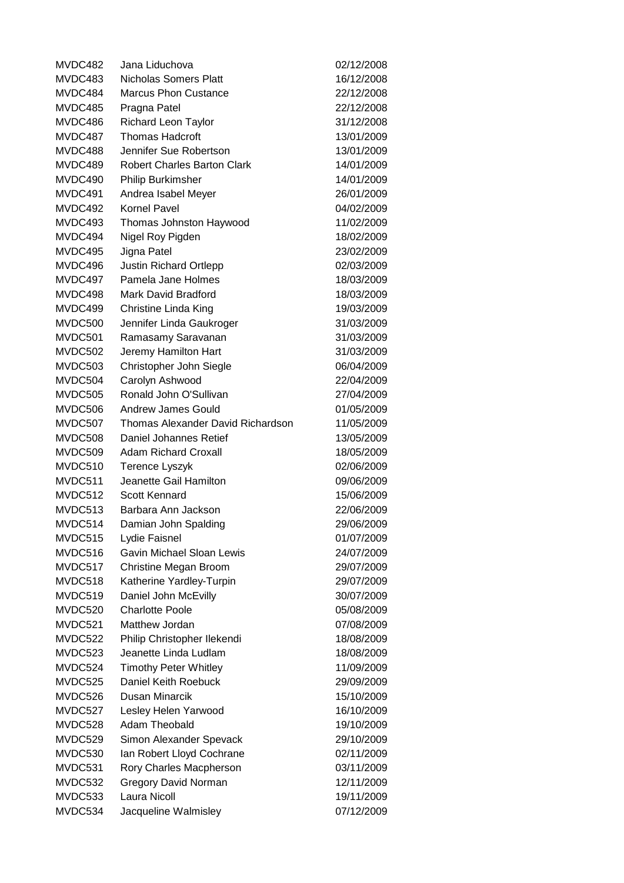| | | |
|---|---|---|
| MVDC482 | Jana Liduchova | 02/12/2008 |
| MVDC483 | Nicholas Somers Platt | 16/12/2008 |
| MVDC484 | Marcus Phon Custance | 22/12/2008 |
| MVDC485 | Pragna Patel | 22/12/2008 |
| MVDC486 | Richard Leon Taylor | 31/12/2008 |
| MVDC487 | Thomas Hadcroft | 13/01/2009 |
| MVDC488 | Jennifer Sue Robertson | 13/01/2009 |
| MVDC489 | Robert Charles Barton Clark | 14/01/2009 |
| MVDC490 | Philip Burkimsher | 14/01/2009 |
| MVDC491 | Andrea Isabel Meyer | 26/01/2009 |
| MVDC492 | Kornel Pavel | 04/02/2009 |
| MVDC493 | Thomas Johnston Haywood | 11/02/2009 |
| MVDC494 | Nigel Roy Pigden | 18/02/2009 |
| MVDC495 | Jigna Patel | 23/02/2009 |
| MVDC496 | Justin Richard Ortlepp | 02/03/2009 |
| MVDC497 | Pamela Jane Holmes | 18/03/2009 |
| MVDC498 | Mark David Bradford | 18/03/2009 |
| MVDC499 | Christine Linda King | 19/03/2009 |
| MVDC500 | Jennifer Linda Gaukroger | 31/03/2009 |
| MVDC501 | Ramasamy Saravanan | 31/03/2009 |
| MVDC502 | Jeremy Hamilton Hart | 31/03/2009 |
| MVDC503 | Christopher John Siegle | 06/04/2009 |
| MVDC504 | Carolyn Ashwood | 22/04/2009 |
| MVDC505 | Ronald John O'Sullivan | 27/04/2009 |
| MVDC506 | Andrew James Gould | 01/05/2009 |
| MVDC507 | Thomas Alexander David Richardson | 11/05/2009 |
| MVDC508 | Daniel Johannes Retief | 13/05/2009 |
| MVDC509 | Adam Richard Croxall | 18/05/2009 |
| MVDC510 | Terence Lyszyk | 02/06/2009 |
| MVDC511 | Jeanette Gail Hamilton | 09/06/2009 |
| MVDC512 | Scott Kennard | 15/06/2009 |
| MVDC513 | Barbara Ann Jackson | 22/06/2009 |
| MVDC514 | Damian John Spalding | 29/06/2009 |
| MVDC515 | Lydie Faisnel | 01/07/2009 |
| MVDC516 | Gavin Michael Sloan Lewis | 24/07/2009 |
| MVDC517 | Christine Megan Broom | 29/07/2009 |
| MVDC518 | Katherine Yardley-Turpin | 29/07/2009 |
| MVDC519 | Daniel John McEvilly | 30/07/2009 |
| MVDC520 | Charlotte Poole | 05/08/2009 |
| MVDC521 | Matthew Jordan | 07/08/2009 |
| MVDC522 | Philip Christopher Ilekendi | 18/08/2009 |
| MVDC523 | Jeanette Linda Ludlam | 18/08/2009 |
| MVDC524 | Timothy Peter Whitley | 11/09/2009 |
| MVDC525 | Daniel Keith Roebuck | 29/09/2009 |
| MVDC526 | Dusan Minarcik | 15/10/2009 |
| MVDC527 | Lesley Helen Yarwood | 16/10/2009 |
| MVDC528 | Adam Theobald | 19/10/2009 |
| MVDC529 | Simon Alexander Spevack | 29/10/2009 |
| MVDC530 | Ian Robert Lloyd Cochrane | 02/11/2009 |
| MVDC531 | Rory Charles Macpherson | 03/11/2009 |
| MVDC532 | Gregory David Norman | 12/11/2009 |
| MVDC533 | Laura Nicoll | 19/11/2009 |
| MVDC534 | Jacqueline Walmisley | 07/12/2009 |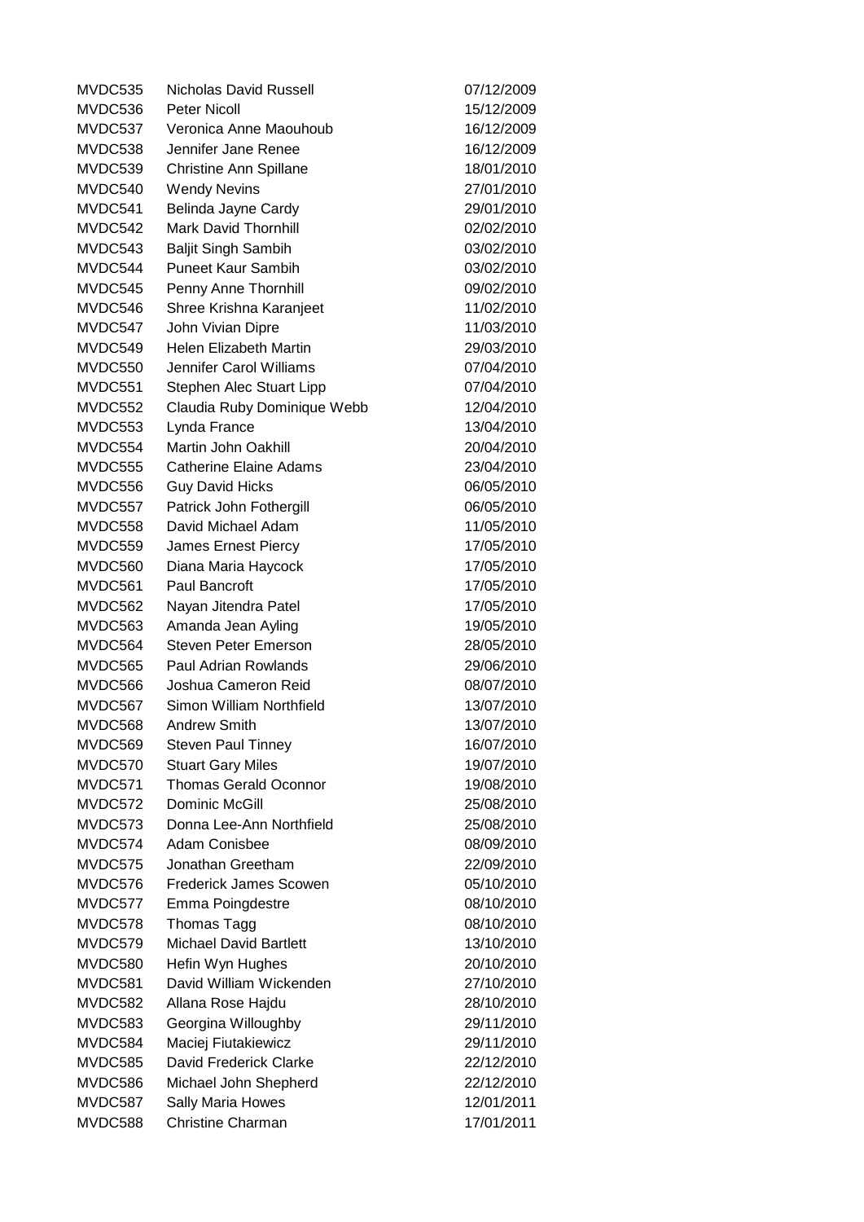| | | |
|---|---|---|
| MVDC535 | Nicholas David Russell | 07/12/2009 |
| MVDC536 | Peter Nicoll | 15/12/2009 |
| MVDC537 | Veronica Anne Maouhoub | 16/12/2009 |
| MVDC538 | Jennifer Jane Renee | 16/12/2009 |
| MVDC539 | Christine Ann Spillane | 18/01/2010 |
| MVDC540 | Wendy Nevins | 27/01/2010 |
| MVDC541 | Belinda Jayne Cardy | 29/01/2010 |
| MVDC542 | Mark David Thornhill | 02/02/2010 |
| MVDC543 | Baljit Singh Sambih | 03/02/2010 |
| MVDC544 | Puneet Kaur Sambih | 03/02/2010 |
| MVDC545 | Penny Anne Thornhill | 09/02/2010 |
| MVDC546 | Shree Krishna Karanjeet | 11/02/2010 |
| MVDC547 | John Vivian Dipre | 11/03/2010 |
| MVDC549 | Helen Elizabeth Martin | 29/03/2010 |
| MVDC550 | Jennifer Carol Williams | 07/04/2010 |
| MVDC551 | Stephen Alec Stuart Lipp | 07/04/2010 |
| MVDC552 | Claudia Ruby Dominique Webb | 12/04/2010 |
| MVDC553 | Lynda France | 13/04/2010 |
| MVDC554 | Martin John Oakhill | 20/04/2010 |
| MVDC555 | Catherine Elaine Adams | 23/04/2010 |
| MVDC556 | Guy David Hicks | 06/05/2010 |
| MVDC557 | Patrick John Fothergill | 06/05/2010 |
| MVDC558 | David Michael Adam | 11/05/2010 |
| MVDC559 | James Ernest Piercy | 17/05/2010 |
| MVDC560 | Diana Maria Haycock | 17/05/2010 |
| MVDC561 | Paul Bancroft | 17/05/2010 |
| MVDC562 | Nayan Jitendra Patel | 17/05/2010 |
| MVDC563 | Amanda Jean Ayling | 19/05/2010 |
| MVDC564 | Steven Peter Emerson | 28/05/2010 |
| MVDC565 | Paul Adrian Rowlands | 29/06/2010 |
| MVDC566 | Joshua Cameron Reid | 08/07/2010 |
| MVDC567 | Simon William Northfield | 13/07/2010 |
| MVDC568 | Andrew Smith | 13/07/2010 |
| MVDC569 | Steven Paul Tinney | 16/07/2010 |
| MVDC570 | Stuart Gary Miles | 19/07/2010 |
| MVDC571 | Thomas Gerald Oconnor | 19/08/2010 |
| MVDC572 | Dominic McGill | 25/08/2010 |
| MVDC573 | Donna Lee-Ann Northfield | 25/08/2010 |
| MVDC574 | Adam Conisbee | 08/09/2010 |
| MVDC575 | Jonathan Greetham | 22/09/2010 |
| MVDC576 | Frederick James Scowen | 05/10/2010 |
| MVDC577 | Emma Poingdestre | 08/10/2010 |
| MVDC578 | Thomas Tagg | 08/10/2010 |
| MVDC579 | Michael David Bartlett | 13/10/2010 |
| MVDC580 | Hefin Wyn Hughes | 20/10/2010 |
| MVDC581 | David William Wickenden | 27/10/2010 |
| MVDC582 | Allana Rose Hajdu | 28/10/2010 |
| MVDC583 | Georgina Willoughby | 29/11/2010 |
| MVDC584 | Maciej Fiutakiewicz | 29/11/2010 |
| MVDC585 | David Frederick Clarke | 22/12/2010 |
| MVDC586 | Michael John Shepherd | 22/12/2010 |
| MVDC587 | Sally Maria Howes | 12/01/2011 |
| MVDC588 | Christine Charman | 17/01/2011 |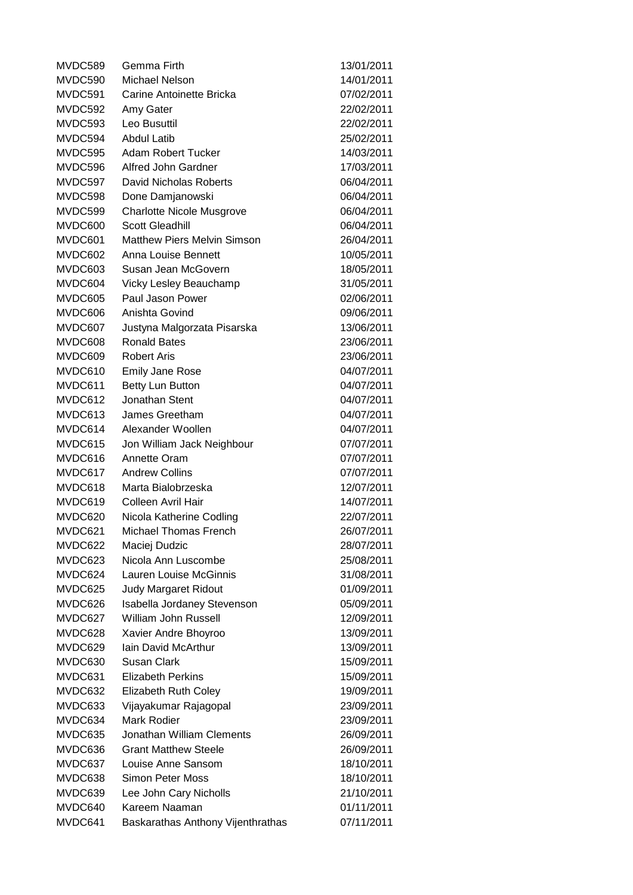| | | |
|---|---|---|
| MVDC589 | Gemma Firth | 13/01/2011 |
| MVDC590 | Michael Nelson | 14/01/2011 |
| MVDC591 | Carine Antoinette Bricka | 07/02/2011 |
| MVDC592 | Amy Gater | 22/02/2011 |
| MVDC593 | Leo Busuttil | 22/02/2011 |
| MVDC594 | Abdul Latib | 25/02/2011 |
| MVDC595 | Adam Robert Tucker | 14/03/2011 |
| MVDC596 | Alfred John Gardner | 17/03/2011 |
| MVDC597 | David Nicholas Roberts | 06/04/2011 |
| MVDC598 | Done Damjanowski | 06/04/2011 |
| MVDC599 | Charlotte Nicole Musgrove | 06/04/2011 |
| MVDC600 | Scott Gleadhill | 06/04/2011 |
| MVDC601 | Matthew Piers Melvin Simson | 26/04/2011 |
| MVDC602 | Anna Louise Bennett | 10/05/2011 |
| MVDC603 | Susan Jean McGovern | 18/05/2011 |
| MVDC604 | Vicky Lesley Beauchamp | 31/05/2011 |
| MVDC605 | Paul Jason Power | 02/06/2011 |
| MVDC606 | Anishta Govind | 09/06/2011 |
| MVDC607 | Justyna Malgorzata Pisarska | 13/06/2011 |
| MVDC608 | Ronald Bates | 23/06/2011 |
| MVDC609 | Robert Aris | 23/06/2011 |
| MVDC610 | Emily Jane Rose | 04/07/2011 |
| MVDC611 | Betty Lun Button | 04/07/2011 |
| MVDC612 | Jonathan Stent | 04/07/2011 |
| MVDC613 | James Greetham | 04/07/2011 |
| MVDC614 | Alexander Woollen | 04/07/2011 |
| MVDC615 | Jon William Jack Neighbour | 07/07/2011 |
| MVDC616 | Annette Oram | 07/07/2011 |
| MVDC617 | Andrew Collins | 07/07/2011 |
| MVDC618 | Marta Bialobrzeska | 12/07/2011 |
| MVDC619 | Colleen Avril Hair | 14/07/2011 |
| MVDC620 | Nicola Katherine Codling | 22/07/2011 |
| MVDC621 | Michael Thomas French | 26/07/2011 |
| MVDC622 | Maciej Dudzic | 28/07/2011 |
| MVDC623 | Nicola Ann Luscombe | 25/08/2011 |
| MVDC624 | Lauren Louise McGinnis | 31/08/2011 |
| MVDC625 | Judy Margaret Ridout | 01/09/2011 |
| MVDC626 | Isabella Jordaney Stevenson | 05/09/2011 |
| MVDC627 | William John Russell | 12/09/2011 |
| MVDC628 | Xavier Andre Bhoyroo | 13/09/2011 |
| MVDC629 | Iain David McArthur | 13/09/2011 |
| MVDC630 | Susan Clark | 15/09/2011 |
| MVDC631 | Elizabeth Perkins | 15/09/2011 |
| MVDC632 | Elizabeth Ruth Coley | 19/09/2011 |
| MVDC633 | Vijayakumar Rajagopal | 23/09/2011 |
| MVDC634 | Mark Rodier | 23/09/2011 |
| MVDC635 | Jonathan William Clements | 26/09/2011 |
| MVDC636 | Grant Matthew Steele | 26/09/2011 |
| MVDC637 | Louise Anne Sansom | 18/10/2011 |
| MVDC638 | Simon Peter Moss | 18/10/2011 |
| MVDC639 | Lee John Cary Nicholls | 21/10/2011 |
| MVDC640 | Kareem Naaman | 01/11/2011 |
| MVDC641 | Baskarathas Anthony Vijenthrathas | 07/11/2011 |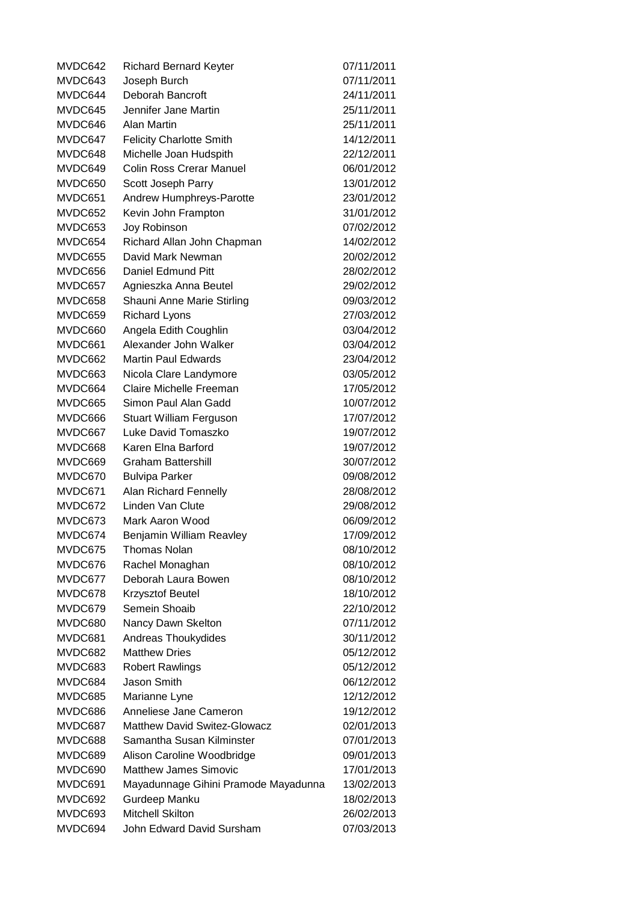| | | |
|---|---|---|
| MVDC642 | Richard Bernard Keyter | 07/11/2011 |
| MVDC643 | Joseph Burch | 07/11/2011 |
| MVDC644 | Deborah Bancroft | 24/11/2011 |
| MVDC645 | Jennifer Jane Martin | 25/11/2011 |
| MVDC646 | Alan Martin | 25/11/2011 |
| MVDC647 | Felicity Charlotte Smith | 14/12/2011 |
| MVDC648 | Michelle Joan Hudspith | 22/12/2011 |
| MVDC649 | Colin Ross Crerar Manuel | 06/01/2012 |
| MVDC650 | Scott Joseph Parry | 13/01/2012 |
| MVDC651 | Andrew Humphreys-Parotte | 23/01/2012 |
| MVDC652 | Kevin John Frampton | 31/01/2012 |
| MVDC653 | Joy Robinson | 07/02/2012 |
| MVDC654 | Richard Allan John Chapman | 14/02/2012 |
| MVDC655 | David Mark Newman | 20/02/2012 |
| MVDC656 | Daniel Edmund Pitt | 28/02/2012 |
| MVDC657 | Agnieszka Anna Beutel | 29/02/2012 |
| MVDC658 | Shauni Anne Marie Stirling | 09/03/2012 |
| MVDC659 | Richard Lyons | 27/03/2012 |
| MVDC660 | Angela Edith Coughlin | 03/04/2012 |
| MVDC661 | Alexander John Walker | 03/04/2012 |
| MVDC662 | Martin Paul Edwards | 23/04/2012 |
| MVDC663 | Nicola Clare Landymore | 03/05/2012 |
| MVDC664 | Claire Michelle Freeman | 17/05/2012 |
| MVDC665 | Simon Paul Alan Gadd | 10/07/2012 |
| MVDC666 | Stuart William Ferguson | 17/07/2012 |
| MVDC667 | Luke David Tomaszko | 19/07/2012 |
| MVDC668 | Karen Elna Barford | 19/07/2012 |
| MVDC669 | Graham Battershill | 30/07/2012 |
| MVDC670 | Bulvipa Parker | 09/08/2012 |
| MVDC671 | Alan Richard Fennelly | 28/08/2012 |
| MVDC672 | Linden Van Clute | 29/08/2012 |
| MVDC673 | Mark Aaron Wood | 06/09/2012 |
| MVDC674 | Benjamin William Reavley | 17/09/2012 |
| MVDC675 | Thomas Nolan | 08/10/2012 |
| MVDC676 | Rachel Monaghan | 08/10/2012 |
| MVDC677 | Deborah Laura Bowen | 08/10/2012 |
| MVDC678 | Krzysztof Beutel | 18/10/2012 |
| MVDC679 | Semein Shoaib | 22/10/2012 |
| MVDC680 | Nancy Dawn Skelton | 07/11/2012 |
| MVDC681 | Andreas Thoukydides | 30/11/2012 |
| MVDC682 | Matthew Dries | 05/12/2012 |
| MVDC683 | Robert Rawlings | 05/12/2012 |
| MVDC684 | Jason Smith | 06/12/2012 |
| MVDC685 | Marianne Lyne | 12/12/2012 |
| MVDC686 | Anneliese Jane Cameron | 19/12/2012 |
| MVDC687 | Matthew David Switez-Glowacz | 02/01/2013 |
| MVDC688 | Samantha Susan Kilminster | 07/01/2013 |
| MVDC689 | Alison Caroline Woodbridge | 09/01/2013 |
| MVDC690 | Matthew James Simovic | 17/01/2013 |
| MVDC691 | Mayadunnage Gihini Pramode Mayadunna | 13/02/2013 |
| MVDC692 | Gurdeep Manku | 18/02/2013 |
| MVDC693 | Mitchell Skilton | 26/02/2013 |
| MVDC694 | John Edward David Sursham | 07/03/2013 |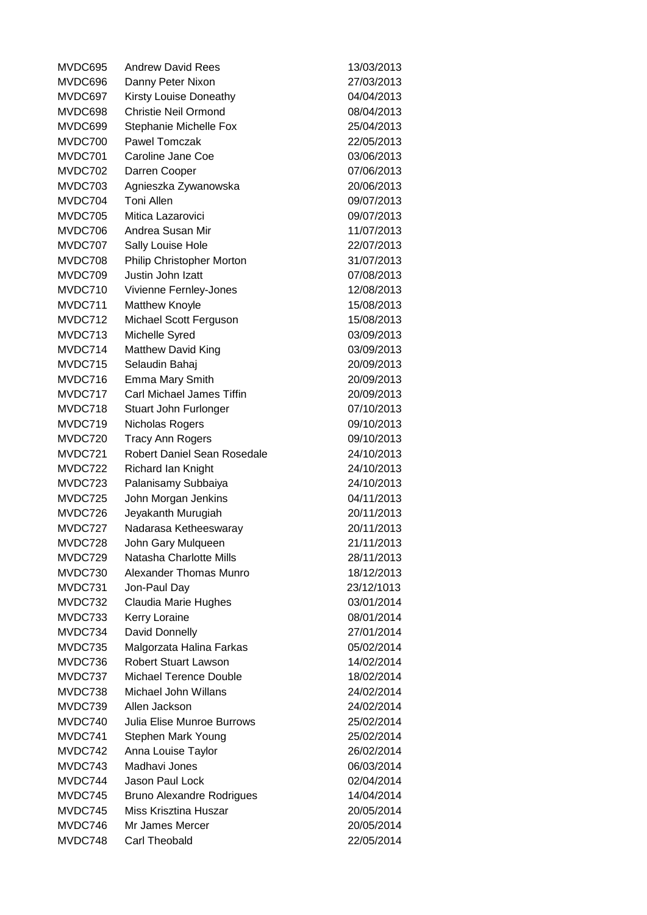| | | |
|---|---|---|
| MVDC695 | Andrew David Rees | 13/03/2013 |
| MVDC696 | Danny Peter Nixon | 27/03/2013 |
| MVDC697 | Kirsty Louise Doneathy | 04/04/2013 |
| MVDC698 | Christie Neil Ormond | 08/04/2013 |
| MVDC699 | Stephanie Michelle Fox | 25/04/2013 |
| MVDC700 | Pawel Tomczak | 22/05/2013 |
| MVDC701 | Caroline Jane Coe | 03/06/2013 |
| MVDC702 | Darren Cooper | 07/06/2013 |
| MVDC703 | Agnieszka Zywanowska | 20/06/2013 |
| MVDC704 | Toni Allen | 09/07/2013 |
| MVDC705 | Mitica Lazarovici | 09/07/2013 |
| MVDC706 | Andrea Susan Mir | 11/07/2013 |
| MVDC707 | Sally Louise Hole | 22/07/2013 |
| MVDC708 | Philip Christopher Morton | 31/07/2013 |
| MVDC709 | Justin John Izatt | 07/08/2013 |
| MVDC710 | Vivienne Fernley-Jones | 12/08/2013 |
| MVDC711 | Matthew Knoyle | 15/08/2013 |
| MVDC712 | Michael Scott Ferguson | 15/08/2013 |
| MVDC713 | Michelle Syred | 03/09/2013 |
| MVDC714 | Matthew David King | 03/09/2013 |
| MVDC715 | Selaudin Bahaj | 20/09/2013 |
| MVDC716 | Emma Mary Smith | 20/09/2013 |
| MVDC717 | Carl Michael James Tiffin | 20/09/2013 |
| MVDC718 | Stuart John Furlonger | 07/10/2013 |
| MVDC719 | Nicholas Rogers | 09/10/2013 |
| MVDC720 | Tracy Ann Rogers | 09/10/2013 |
| MVDC721 | Robert Daniel Sean Rosedale | 24/10/2013 |
| MVDC722 | Richard Ian Knight | 24/10/2013 |
| MVDC723 | Palanisamy Subbaiya | 24/10/2013 |
| MVDC725 | John Morgan Jenkins | 04/11/2013 |
| MVDC726 | Jeyakanth Murugiah | 20/11/2013 |
| MVDC727 | Nadarasa Ketheeswaray | 20/11/2013 |
| MVDC728 | John Gary Mulqueen | 21/11/2013 |
| MVDC729 | Natasha Charlotte Mills | 28/11/2013 |
| MVDC730 | Alexander Thomas Munro | 18/12/2013 |
| MVDC731 | Jon-Paul Day | 23/12/1013 |
| MVDC732 | Claudia Marie Hughes | 03/01/2014 |
| MVDC733 | Kerry Loraine | 08/01/2014 |
| MVDC734 | David Donnelly | 27/01/2014 |
| MVDC735 | Malgorzata Halina Farkas | 05/02/2014 |
| MVDC736 | Robert Stuart Lawson | 14/02/2014 |
| MVDC737 | Michael Terence Double | 18/02/2014 |
| MVDC738 | Michael John Willans | 24/02/2014 |
| MVDC739 | Allen Jackson | 24/02/2014 |
| MVDC740 | Julia Elise Munroe Burrows | 25/02/2014 |
| MVDC741 | Stephen Mark Young | 25/02/2014 |
| MVDC742 | Anna Louise Taylor | 26/02/2014 |
| MVDC743 | Madhavi Jones | 06/03/2014 |
| MVDC744 | Jason Paul Lock | 02/04/2014 |
| MVDC745 | Bruno Alexandre Rodrigues | 14/04/2014 |
| MVDC745 | Miss Krisztina Huszar | 20/05/2014 |
| MVDC746 | Mr James Mercer | 20/05/2014 |
| MVDC748 | Carl Theobald | 22/05/2014 |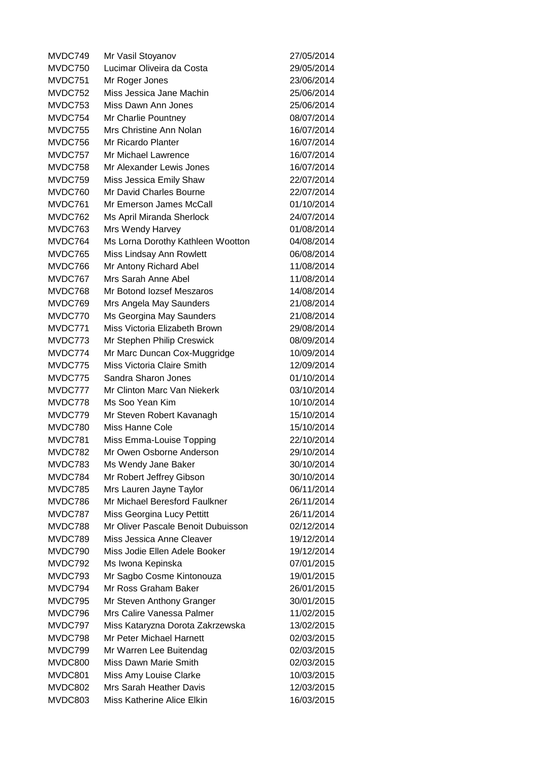| | | |
|---|---|---|
| MVDC749 | Mr Vasil Stoyanov | 27/05/2014 |
| MVDC750 | Lucimar Oliveira da Costa | 29/05/2014 |
| MVDC751 | Mr Roger Jones | 23/06/2014 |
| MVDC752 | Miss Jessica Jane Machin | 25/06/2014 |
| MVDC753 | Miss Dawn Ann Jones | 25/06/2014 |
| MVDC754 | Mr Charlie Pountney | 08/07/2014 |
| MVDC755 | Mrs Christine Ann Nolan | 16/07/2014 |
| MVDC756 | Mr Ricardo Planter | 16/07/2014 |
| MVDC757 | Mr Michael Lawrence | 16/07/2014 |
| MVDC758 | Mr Alexander Lewis Jones | 16/07/2014 |
| MVDC759 | Miss Jessica Emily Shaw | 22/07/2014 |
| MVDC760 | Mr David Charles Bourne | 22/07/2014 |
| MVDC761 | Mr Emerson James McCall | 01/10/2014 |
| MVDC762 | Ms April Miranda Sherlock | 24/07/2014 |
| MVDC763 | Mrs Wendy Harvey | 01/08/2014 |
| MVDC764 | Ms Lorna Dorothy Kathleen Wootton | 04/08/2014 |
| MVDC765 | Miss Lindsay Ann Rowlett | 06/08/2014 |
| MVDC766 | Mr Antony Richard Abel | 11/08/2014 |
| MVDC767 | Mrs Sarah Anne Abel | 11/08/2014 |
| MVDC768 | Mr Botond Iozsef Meszaros | 14/08/2014 |
| MVDC769 | Mrs Angela May Saunders | 21/08/2014 |
| MVDC770 | Ms Georgina May Saunders | 21/08/2014 |
| MVDC771 | Miss Victoria Elizabeth Brown | 29/08/2014 |
| MVDC773 | Mr Stephen Philip Creswick | 08/09/2014 |
| MVDC774 | Mr Marc Duncan Cox-Muggridge | 10/09/2014 |
| MVDC775 | Miss Victoria Claire Smith | 12/09/2014 |
| MVDC775 | Sandra Sharon Jones | 01/10/2014 |
| MVDC777 | Mr Clinton Marc Van Niekerk | 03/10/2014 |
| MVDC778 | Ms Soo Yean Kim | 10/10/2014 |
| MVDC779 | Mr Steven Robert Kavanagh | 15/10/2014 |
| MVDC780 | Miss Hanne Cole | 15/10/2014 |
| MVDC781 | Miss Emma-Louise Topping | 22/10/2014 |
| MVDC782 | Mr Owen Osborne Anderson | 29/10/2014 |
| MVDC783 | Ms Wendy Jane Baker | 30/10/2014 |
| MVDC784 | Mr Robert Jeffrey Gibson | 30/10/2014 |
| MVDC785 | Mrs Lauren Jayne Taylor | 06/11/2014 |
| MVDC786 | Mr Michael Beresford Faulkner | 26/11/2014 |
| MVDC787 | Miss Georgina Lucy Pettitt | 26/11/2014 |
| MVDC788 | Mr Oliver Pascale Benoit Dubuisson | 02/12/2014 |
| MVDC789 | Miss Jessica Anne Cleaver | 19/12/2014 |
| MVDC790 | Miss Jodie Ellen Adele Booker | 19/12/2014 |
| MVDC792 | Ms Iwona Kepinska | 07/01/2015 |
| MVDC793 | Mr Sagbo Cosme Kintonouza | 19/01/2015 |
| MVDC794 | Mr Ross Graham Baker | 26/01/2015 |
| MVDC795 | Mr Steven Anthony Granger | 30/01/2015 |
| MVDC796 | Mrs Calire Vanessa Palmer | 11/02/2015 |
| MVDC797 | Miss Kataryzna Dorota Zakrzewska | 13/02/2015 |
| MVDC798 | Mr Peter Michael Harnett | 02/03/2015 |
| MVDC799 | Mr Warren Lee Buitendag | 02/03/2015 |
| MVDC800 | Miss Dawn Marie Smith | 02/03/2015 |
| MVDC801 | Miss Amy Louise Clarke | 10/03/2015 |
| MVDC802 | Mrs Sarah Heather Davis | 12/03/2015 |
| MVDC803 | Miss Katherine Alice Elkin | 16/03/2015 |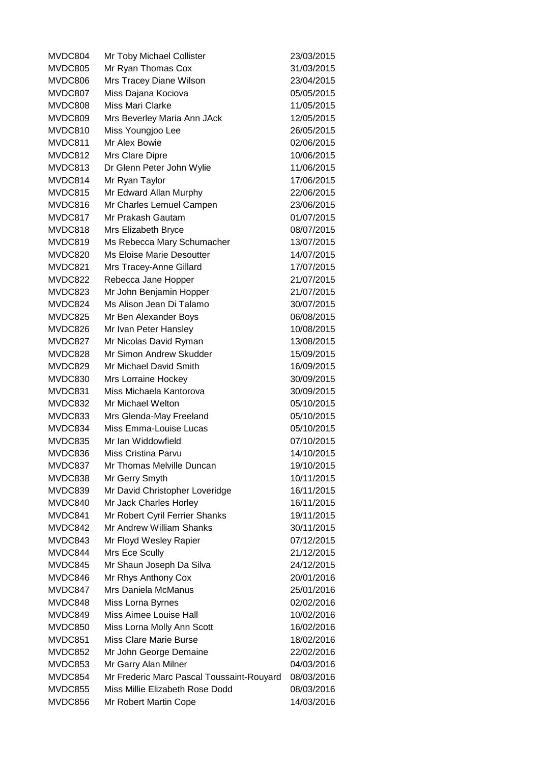| | | |
|---|---|---|
| MVDC804 | Mr Toby Michael Collister | 23/03/2015 |
| MVDC805 | Mr Ryan Thomas Cox | 31/03/2015 |
| MVDC806 | Mrs Tracey Diane Wilson | 23/04/2015 |
| MVDC807 | Miss Dajana Kociova | 05/05/2015 |
| MVDC808 | Miss Mari Clarke | 11/05/2015 |
| MVDC809 | Mrs Beverley Maria Ann JAck | 12/05/2015 |
| MVDC810 | Miss Youngjoo Lee | 26/05/2015 |
| MVDC811 | Mr Alex Bowie | 02/06/2015 |
| MVDC812 | Mrs Clare Dipre | 10/06/2015 |
| MVDC813 | Dr Glenn Peter John Wylie | 11/06/2015 |
| MVDC814 | Mr Ryan Taylor | 17/06/2015 |
| MVDC815 | Mr Edward Allan Murphy | 22/06/2015 |
| MVDC816 | Mr Charles Lemuel Campen | 23/06/2015 |
| MVDC817 | Mr Prakash Gautam | 01/07/2015 |
| MVDC818 | Mrs Elizabeth Bryce | 08/07/2015 |
| MVDC819 | Ms Rebecca Mary Schumacher | 13/07/2015 |
| MVDC820 | Ms Eloise Marie Desoutter | 14/07/2015 |
| MVDC821 | Mrs Tracey-Anne Gillard | 17/07/2015 |
| MVDC822 | Rebecca Jane Hopper | 21/07/2015 |
| MVDC823 | Mr John Benjamin Hopper | 21/07/2015 |
| MVDC824 | Ms Alison Jean Di Talamo | 30/07/2015 |
| MVDC825 | Mr Ben Alexander Boys | 06/08/2015 |
| MVDC826 | Mr Ivan Peter Hansley | 10/08/2015 |
| MVDC827 | Mr Nicolas David Ryman | 13/08/2015 |
| MVDC828 | Mr Simon Andrew Skudder | 15/09/2015 |
| MVDC829 | Mr Michael David Smith | 16/09/2015 |
| MVDC830 | Mrs Lorraine Hockey | 30/09/2015 |
| MVDC831 | Miss Michaela Kantorova | 30/09/2015 |
| MVDC832 | Mr Michael Welton | 05/10/2015 |
| MVDC833 | Mrs Glenda-May Freeland | 05/10/2015 |
| MVDC834 | Miss Emma-Louise Lucas | 05/10/2015 |
| MVDC835 | Mr Ian Widdowfield | 07/10/2015 |
| MVDC836 | Miss Cristina Parvu | 14/10/2015 |
| MVDC837 | Mr Thomas Melville Duncan | 19/10/2015 |
| MVDC838 | Mr Gerry Smyth | 10/11/2015 |
| MVDC839 | Mr David Christopher Loveridge | 16/11/2015 |
| MVDC840 | Mr Jack Charles Horley | 16/11/2015 |
| MVDC841 | Mr Robert Cyril Ferrier Shanks | 19/11/2015 |
| MVDC842 | Mr Andrew William Shanks | 30/11/2015 |
| MVDC843 | Mr Floyd Wesley Rapier | 07/12/2015 |
| MVDC844 | Mrs Ece Scully | 21/12/2015 |
| MVDC845 | Mr Shaun Joseph Da Silva | 24/12/2015 |
| MVDC846 | Mr Rhys Anthony Cox | 20/01/2016 |
| MVDC847 | Mrs Daniela McManus | 25/01/2016 |
| MVDC848 | Miss Lorna Byrnes | 02/02/2016 |
| MVDC849 | Miss Aimee Louise Hall | 10/02/2016 |
| MVDC850 | Miss Lorna Molly Ann Scott | 16/02/2016 |
| MVDC851 | Miss Clare Marie Burse | 18/02/2016 |
| MVDC852 | Mr John George Demaine | 22/02/2016 |
| MVDC853 | Mr Garry Alan Milner | 04/03/2016 |
| MVDC854 | Mr Frederic Marc Pascal Toussaint-Rouyard | 08/03/2016 |
| MVDC855 | Miss Millie Elizabeth Rose Dodd | 08/03/2016 |
| MVDC856 | Mr Robert Martin Cope | 14/03/2016 |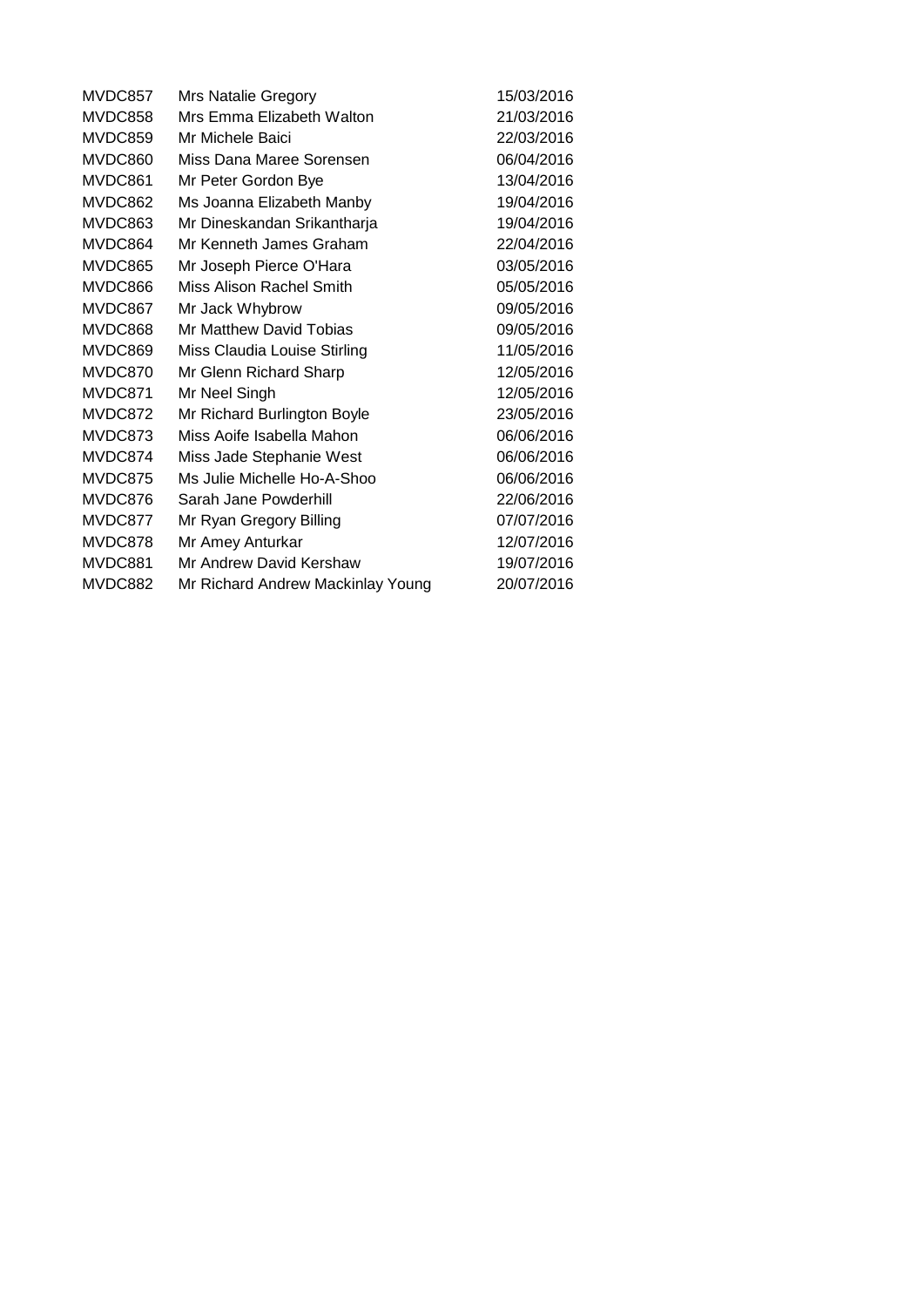| | | |
|---|---|---|
| MVDC857 | Mrs Natalie Gregory | 15/03/2016 |
| MVDC858 | Mrs Emma Elizabeth Walton | 21/03/2016 |
| MVDC859 | Mr Michele Baici | 22/03/2016 |
| MVDC860 | Miss Dana Maree Sorensen | 06/04/2016 |
| MVDC861 | Mr Peter Gordon Bye | 13/04/2016 |
| MVDC862 | Ms Joanna Elizabeth Manby | 19/04/2016 |
| MVDC863 | Mr Dineskandan Srikantharja | 19/04/2016 |
| MVDC864 | Mr Kenneth James Graham | 22/04/2016 |
| MVDC865 | Mr Joseph Pierce O'Hara | 03/05/2016 |
| MVDC866 | Miss Alison Rachel Smith | 05/05/2016 |
| MVDC867 | Mr Jack Whybrow | 09/05/2016 |
| MVDC868 | Mr Matthew David Tobias | 09/05/2016 |
| MVDC869 | Miss Claudia Louise Stirling | 11/05/2016 |
| MVDC870 | Mr Glenn Richard Sharp | 12/05/2016 |
| MVDC871 | Mr Neel Singh | 12/05/2016 |
| MVDC872 | Mr Richard Burlington Boyle | 23/05/2016 |
| MVDC873 | Miss Aoife Isabella Mahon | 06/06/2016 |
| MVDC874 | Miss Jade Stephanie West | 06/06/2016 |
| MVDC875 | Ms Julie Michelle Ho-A-Shoo | 06/06/2016 |
| MVDC876 | Sarah Jane Powderhill | 22/06/2016 |
| MVDC877 | Mr Ryan Gregory Billing | 07/07/2016 |
| MVDC878 | Mr Amey Anturkar | 12/07/2016 |
| MVDC881 | Mr Andrew David Kershaw | 19/07/2016 |
| MVDC882 | Mr Richard Andrew Mackinlay Young | 20/07/2016 |